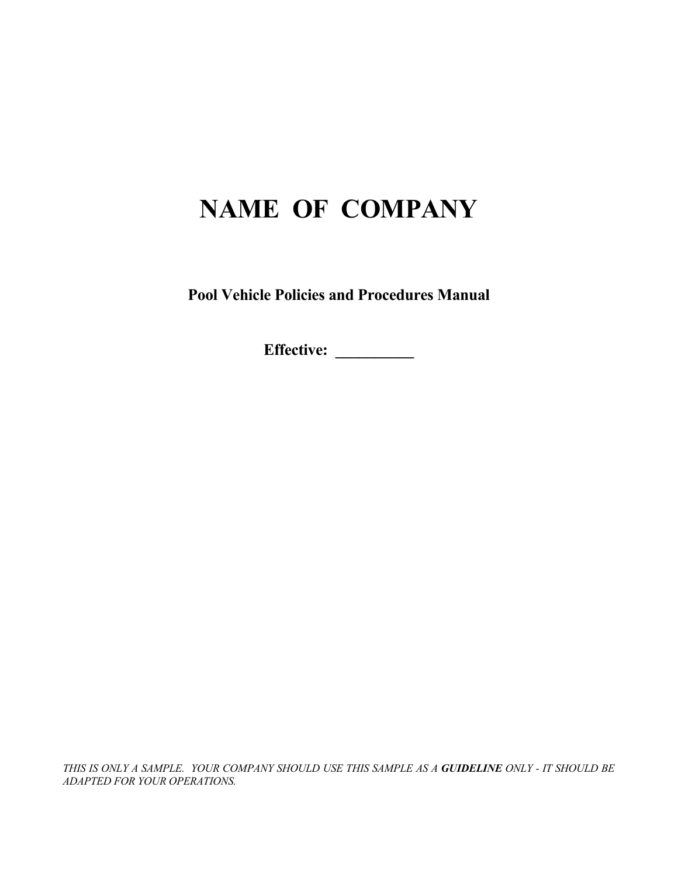# NAME OF COMPANY

**Pool Vehicle Policies and Procedures Manual**

**Effective: __________**

*THIS IS ONLY A SAMPLE. YOUR COMPANY SHOULD USE THIS SAMPLE AS A* ***GUIDELINE*** *ONLY - IT SHOULD BE ADAPTED FOR YOUR OPERATIONS.*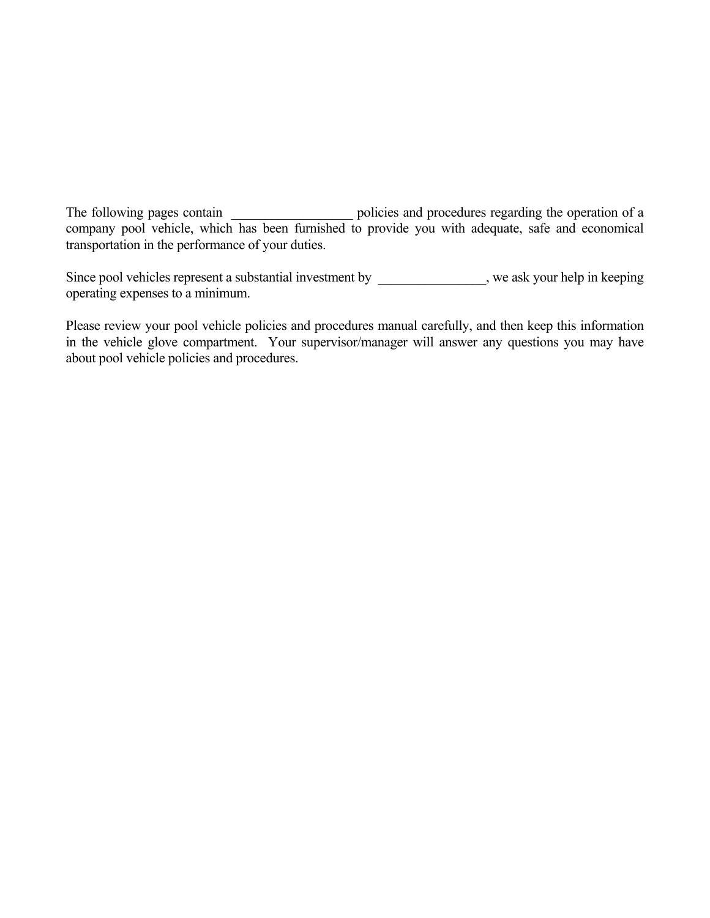The following pages contain __________________ policies and procedures regarding the operation of a company pool vehicle, which has been furnished to provide you with adequate, safe and economical transportation in the performance of your duties.

Since pool vehicles represent a substantial investment by ________________, we ask your help in keeping operating expenses to a minimum.

Please review your pool vehicle policies and procedures manual carefully, and then keep this information in the vehicle glove compartment. Your supervisor/manager will answer any questions you may have about pool vehicle policies and procedures.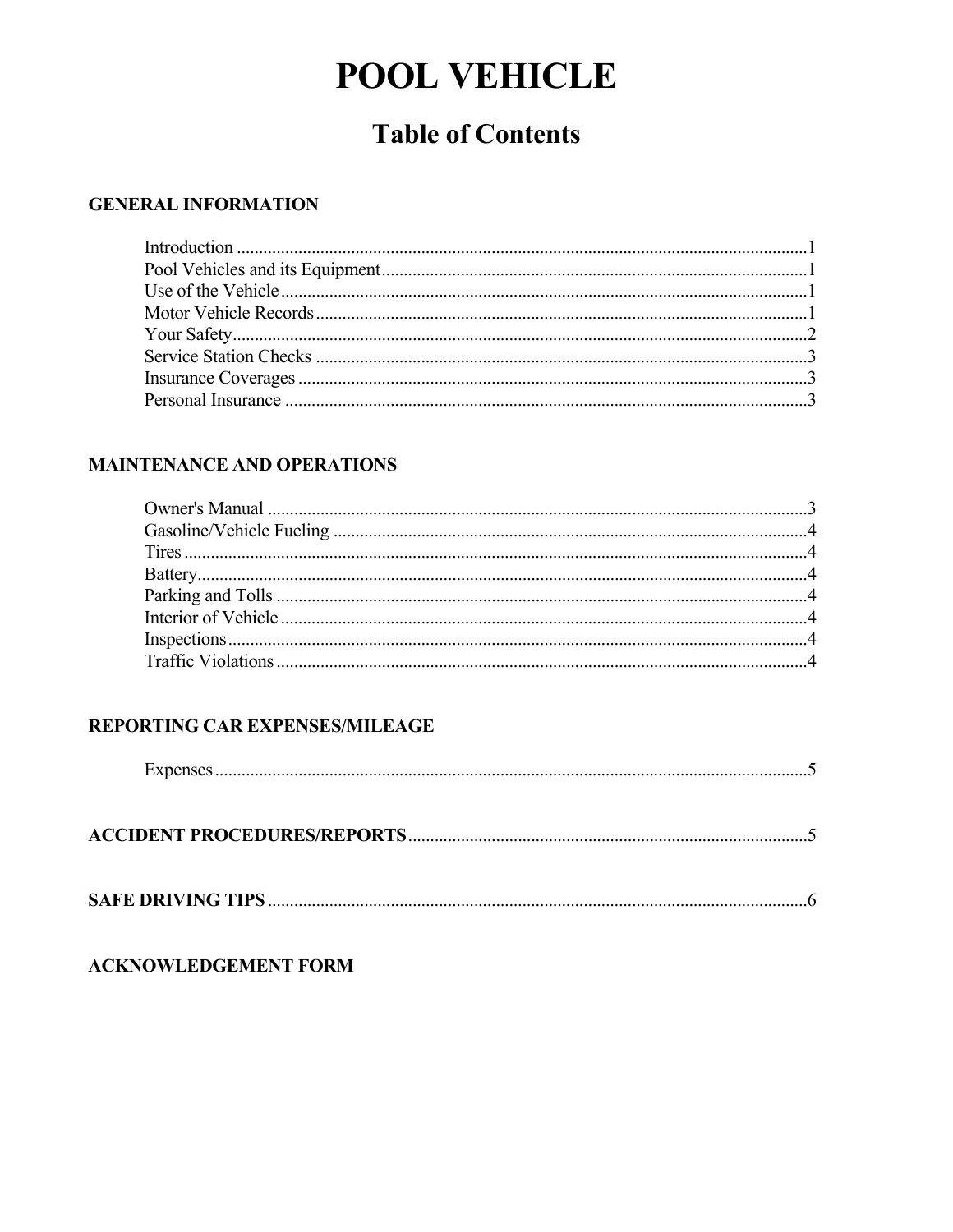# POOL VEHICLE

## Table of Contents

### GENERAL INFORMATION

Introduction ....................................................................................................................1
Pool Vehicles and its Equipment....................................................................................1
Use of the Vehicle...........................................................................................................1
Motor Vehicle Records...................................................................................................1
Your Safety.....................................................................................................................2
Service Station Checks ..................................................................................................3
Insurance Coverages ......................................................................................................3
Personal Insurance .........................................................................................................3

### MAINTENANCE AND OPERATIONS

Owner's Manual .............................................................................................................3
Gasoline/Vehicle Fueling ..............................................................................................4
Tires ...............................................................................................................................4
Battery............................................................................................................................4
Parking and Tolls ...........................................................................................................4
Interior of Vehicle ..........................................................................................................4
Inspections......................................................................................................................4
Traffic Violations ...........................................................................................................4

### REPORTING CAR EXPENSES/MILEAGE

Expenses.........................................................................................................................5

### ACCIDENT PROCEDURES/REPORTS..............................................................................5

### SAFE DRIVING TIPS ............................................................................................................6

### ACKNOWLEDGEMENT FORM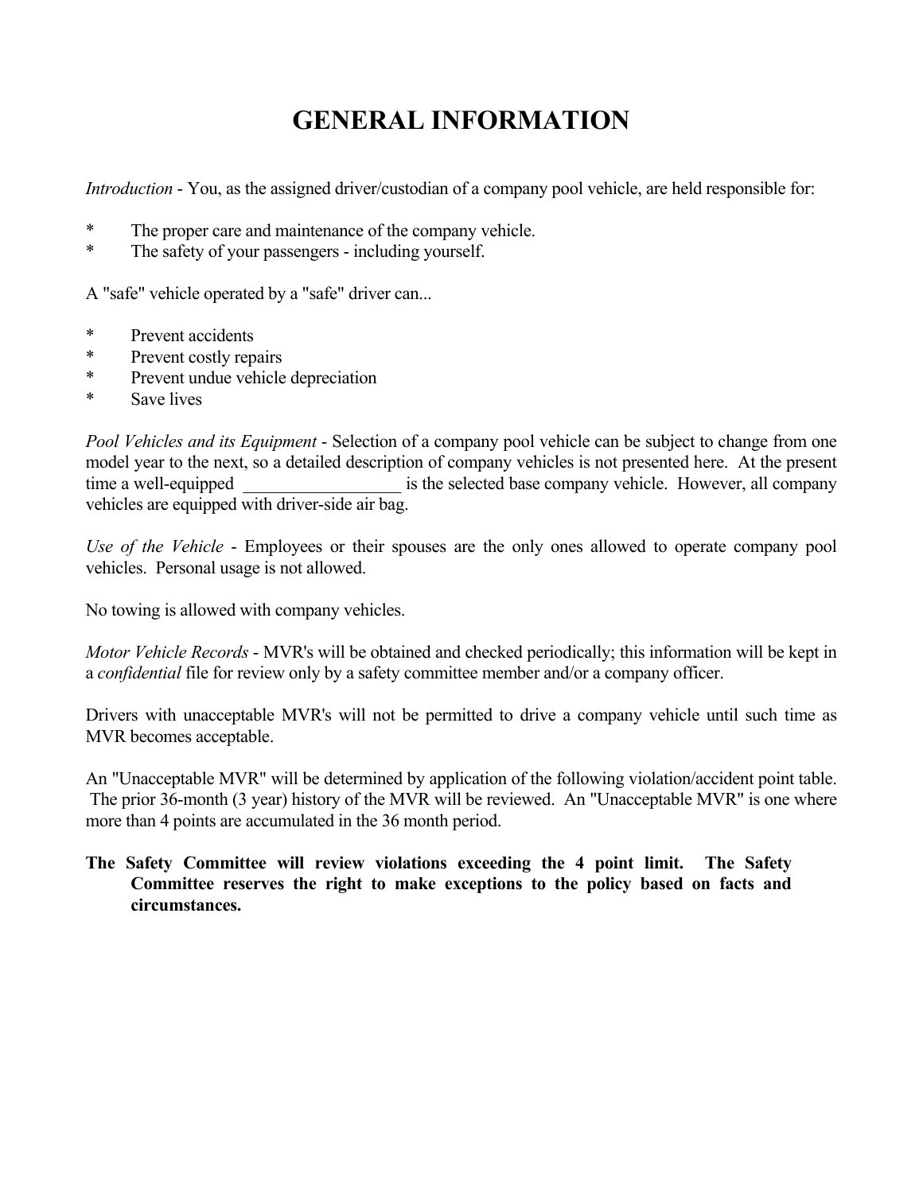# GENERAL INFORMATION

*Introduction* - You, as the assigned driver/custodian of a company pool vehicle, are held responsible for:

* The proper care and maintenance of the company vehicle.
* The safety of your passengers - including yourself.

A "safe" vehicle operated by a "safe" driver can...

* Prevent accidents
* Prevent costly repairs
* Prevent undue vehicle depreciation
* Save lives

*Pool Vehicles and its Equipment* - Selection of a company pool vehicle can be subject to change from one model year to the next, so a detailed description of company vehicles is not presented here. At the present time a well-equipped __________________ is the selected base company vehicle. However, all company vehicles are equipped with driver-side air bag.

*Use of the Vehicle* - Employees or their spouses are the only ones allowed to operate company pool vehicles. Personal usage is not allowed.

No towing is allowed with company vehicles.

*Motor Vehicle Records* - MVR's will be obtained and checked periodically; this information will be kept in a *confidential* file for review only by a safety committee member and/or a company officer.

Drivers with unacceptable MVR's will not be permitted to drive a company vehicle until such time as MVR becomes acceptable.

An "Unacceptable MVR" will be determined by application of the following violation/accident point table. The prior 36-month (3 year) history of the MVR will be reviewed. An "Unacceptable MVR" is one where more than 4 points are accumulated in the 36 month period.

**The Safety Committee will review violations exceeding the 4 point limit. The Safety Committee reserves the right to make exceptions to the policy based on facts and circumstances.**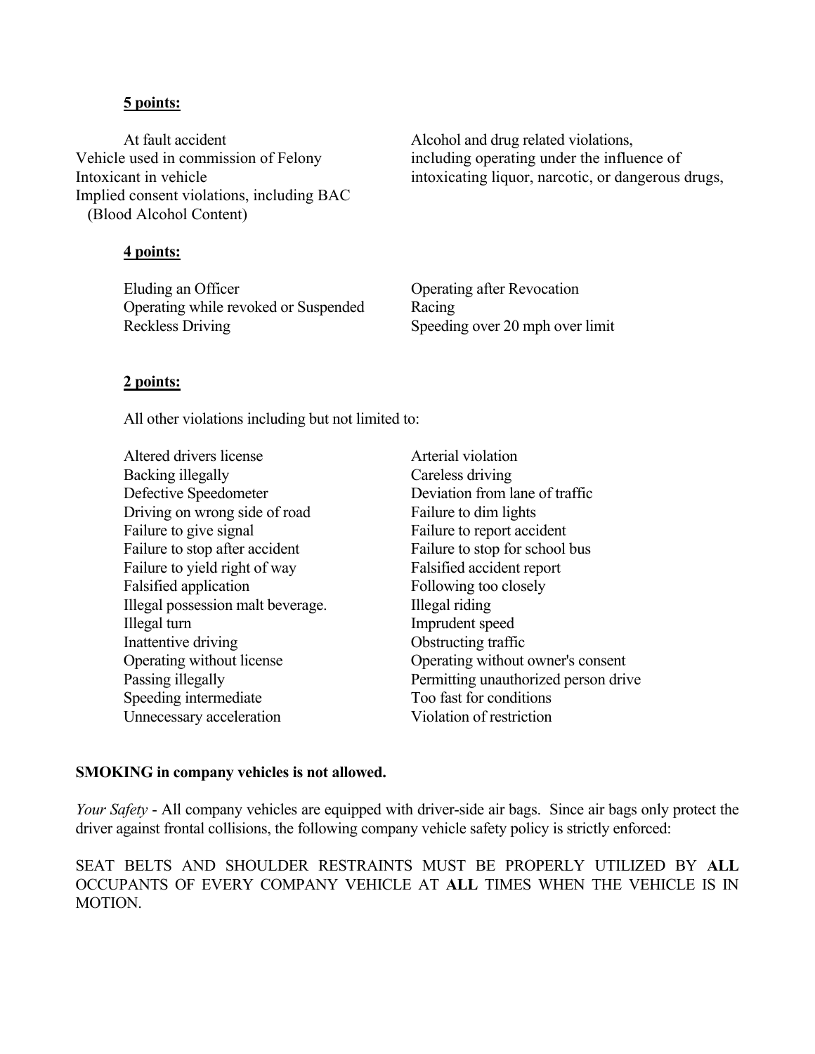**5 points:**

At fault accident

Vehicle used in commission of Felony

Intoxicant in vehicle

Implied consent violations, including BAC (Blood Alcohol Content)

Alcohol and drug related violations, including operating under the influence of intoxicating liquor, narcotic, or dangerous drugs,

**4 points:**

Eluding an Officer

Operating while revoked or Suspended

Reckless Driving

Operating after Revocation

Racing

Speeding over 20 mph over limit

**2 points:**

All other violations including but not limited to:

Altered drivers license

Arterial violation

Backing illegally

Careless driving

Defective Speedometer

Deviation from lane of traffic

Driving on wrong side of road

Failure to dim lights

Failure to give signal

Failure to report accident

Failure to stop after accident

Failure to stop for school bus

Failure to yield right of way

Falsified accident report

Falsified application

Following too closely

Illegal possession malt beverage.

Illegal riding

Illegal turn

Imprudent speed

Inattentive driving

Obstructing traffic

Operating without license

Operating without owner's consent

Passing illegally

Permitting unauthorized person drive

Speeding intermediate

Too fast for conditions

Unnecessary acceleration

Violation of restriction

**SMOKING in company vehicles is not allowed.**

*Your Safety* - All company vehicles are equipped with driver-side air bags. Since air bags only protect the driver against frontal collisions, the following company vehicle safety policy is strictly enforced:

SEAT BELTS AND SHOULDER RESTRAINTS MUST BE PROPERLY UTILIZED BY **ALL** OCCUPANTS OF EVERY COMPANY VEHICLE AT **ALL** TIMES WHEN THE VEHICLE IS IN MOTION.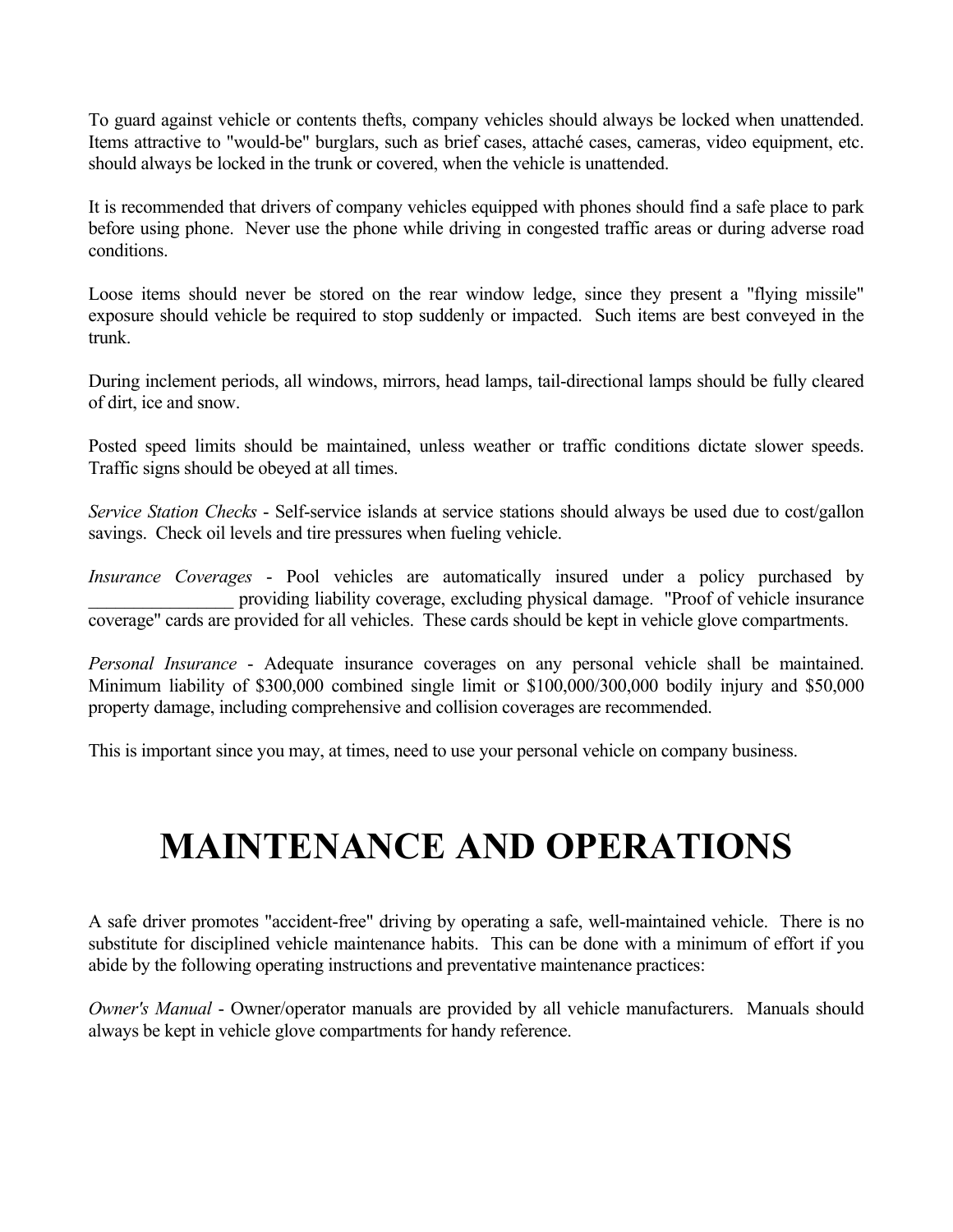To guard against vehicle or contents thefts, company vehicles should always be locked when unattended. Items attractive to "would-be" burglars, such as brief cases, attaché cases, cameras, video equipment, etc. should always be locked in the trunk or covered, when the vehicle is unattended.

It is recommended that drivers of company vehicles equipped with phones should find a safe place to park before using phone. Never use the phone while driving in congested traffic areas or during adverse road conditions.

Loose items should never be stored on the rear window ledge, since they present a "flying missile" exposure should vehicle be required to stop suddenly or impacted. Such items are best conveyed in the trunk.

During inclement periods, all windows, mirrors, head lamps, tail-directional lamps should be fully cleared of dirt, ice and snow.

Posted speed limits should be maintained, unless weather or traffic conditions dictate slower speeds. Traffic signs should be obeyed at all times.

*Service Station Checks* - Self-service islands at service stations should always be used due to cost/gallon savings. Check oil levels and tire pressures when fueling vehicle.

*Insurance Coverages* - Pool vehicles are automatically insured under a policy purchased by ________________ providing liability coverage, excluding physical damage. "Proof of vehicle insurance coverage" cards are provided for all vehicles. These cards should be kept in vehicle glove compartments.

*Personal Insurance* - Adequate insurance coverages on any personal vehicle shall be maintained. Minimum liability of $300,000 combined single limit or $100,000/300,000 bodily injury and $50,000 property damage, including comprehensive and collision coverages are recommended.

This is important since you may, at times, need to use your personal vehicle on company business.

# MAINTENANCE AND OPERATIONS

A safe driver promotes "accident-free" driving by operating a safe, well-maintained vehicle. There is no substitute for disciplined vehicle maintenance habits. This can be done with a minimum of effort if you abide by the following operating instructions and preventative maintenance practices:

*Owner's Manual* - Owner/operator manuals are provided by all vehicle manufacturers. Manuals should always be kept in vehicle glove compartments for handy reference.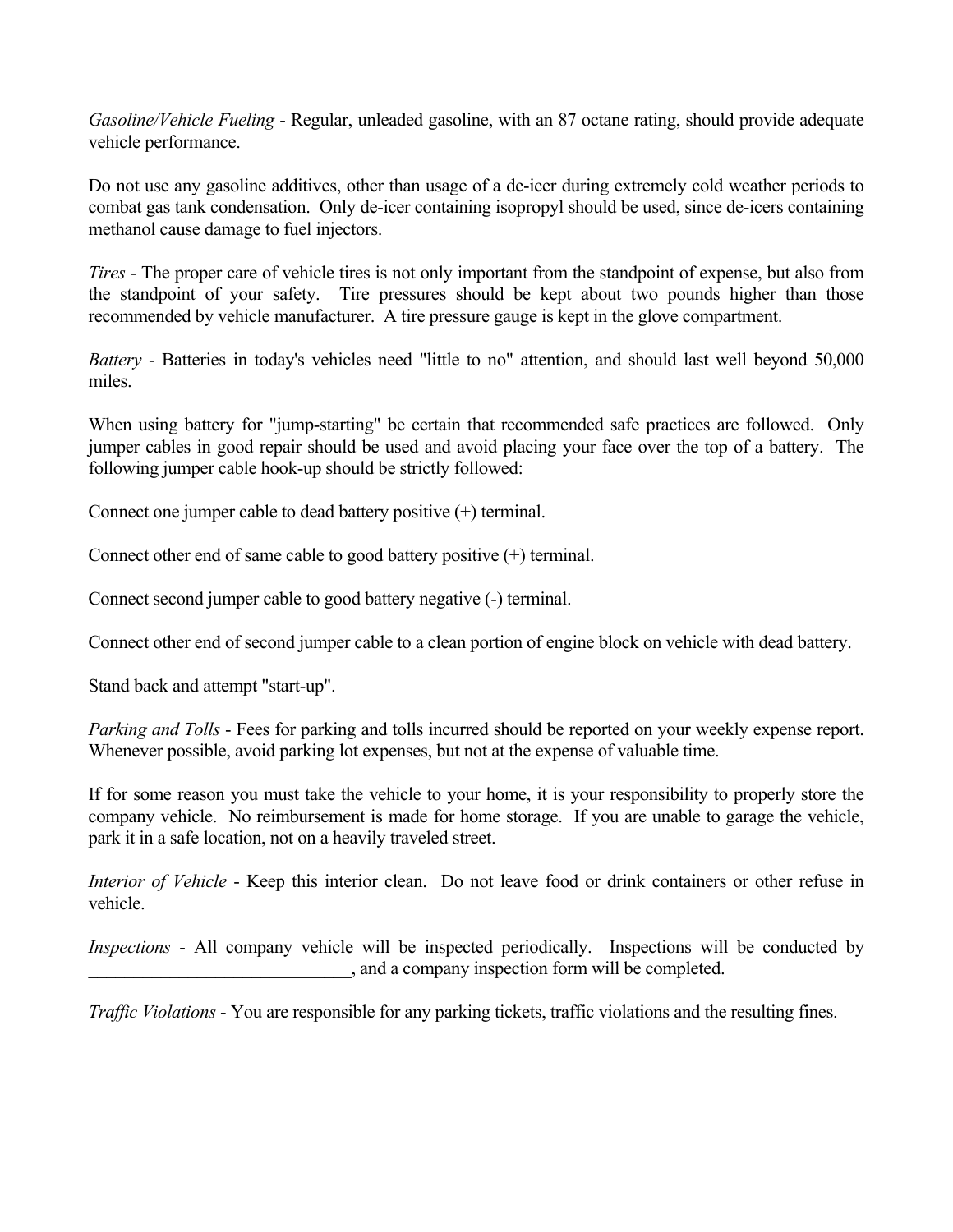*Gasoline/Vehicle Fueling* - Regular, unleaded gasoline, with an 87 octane rating, should provide adequate vehicle performance.

Do not use any gasoline additives, other than usage of a de-icer during extremely cold weather periods to combat gas tank condensation. Only de-icer containing isopropyl should be used, since de-icers containing methanol cause damage to fuel injectors.

*Tires* - The proper care of vehicle tires is not only important from the standpoint of expense, but also from the standpoint of your safety. Tire pressures should be kept about two pounds higher than those recommended by vehicle manufacturer. A tire pressure gauge is kept in the glove compartment.

*Battery* - Batteries in today's vehicles need "little to no" attention, and should last well beyond 50,000 miles.

When using battery for "jump-starting" be certain that recommended safe practices are followed. Only jumper cables in good repair should be used and avoid placing your face over the top of a battery. The following jumper cable hook-up should be strictly followed:

Connect one jumper cable to dead battery positive (+) terminal.

Connect other end of same cable to good battery positive (+) terminal.

Connect second jumper cable to good battery negative (-) terminal.

Connect other end of second jumper cable to a clean portion of engine block on vehicle with dead battery.

Stand back and attempt "start-up".

*Parking and Tolls* - Fees for parking and tolls incurred should be reported on your weekly expense report. Whenever possible, avoid parking lot expenses, but not at the expense of valuable time.

If for some reason you must take the vehicle to your home, it is your responsibility to properly store the company vehicle. No reimbursement is made for home storage. If you are unable to garage the vehicle, park it in a safe location, not on a heavily traveled street.

*Interior of Vehicle* - Keep this interior clean. Do not leave food or drink containers or other refuse in vehicle.

*Inspections* - All company vehicle will be inspected periodically. Inspections will be conducted by ______________________________, and a company inspection form will be completed.

*Traffic Violations* - You are responsible for any parking tickets, traffic violations and the resulting fines.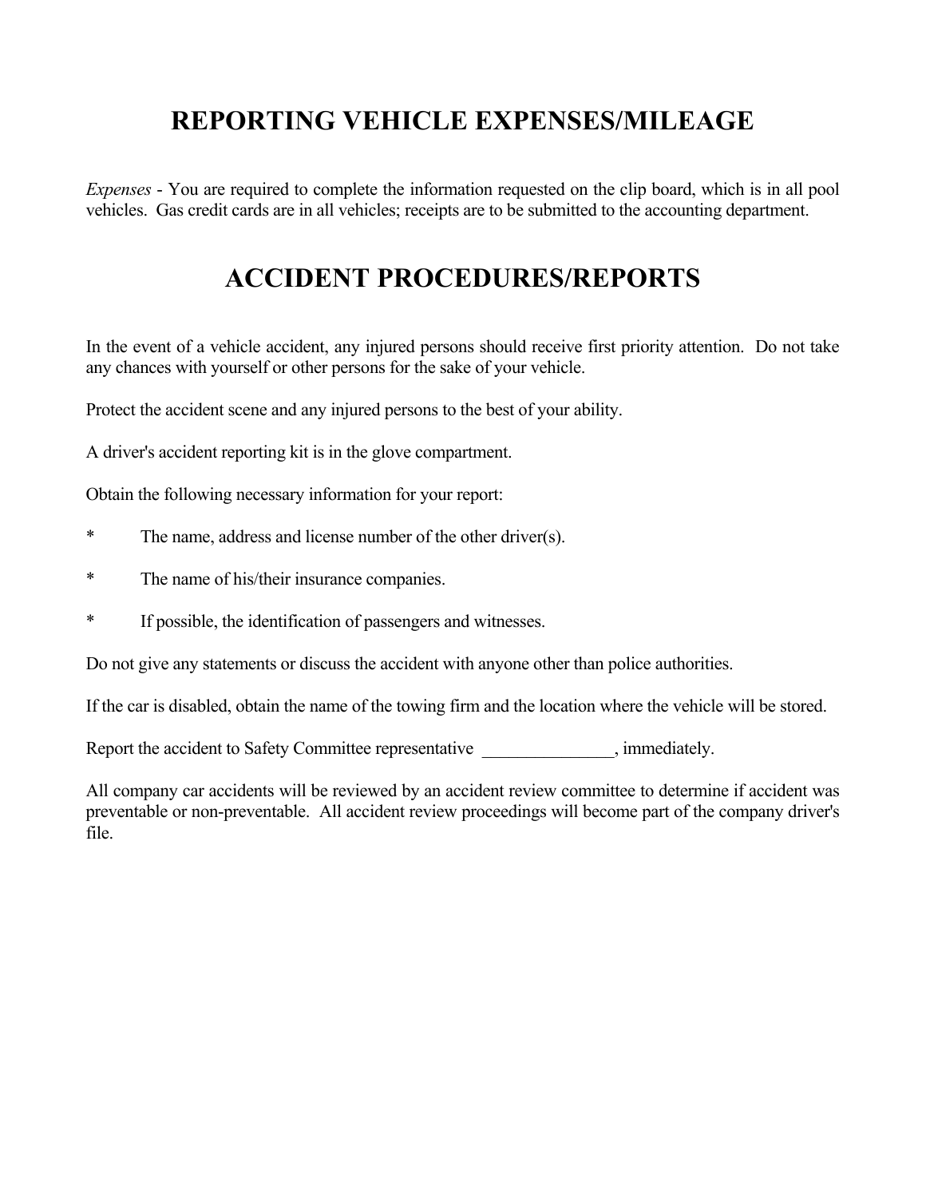# REPORTING VEHICLE EXPENSES/MILEAGE

*Expenses* - You are required to complete the information requested on the clip board, which is in all pool vehicles. Gas credit cards are in all vehicles; receipts are to be submitted to the accounting department.

# ACCIDENT PROCEDURES/REPORTS

In the event of a vehicle accident, any injured persons should receive first priority attention. Do not take any chances with yourself or other persons for the sake of your vehicle.

Protect the accident scene and any injured persons to the best of your ability.

A driver's accident reporting kit is in the glove compartment.

Obtain the following necessary information for your report:

* The name, address and license number of the other driver(s).
* The name of his/their insurance companies.
* If possible, the identification of passengers and witnesses.

Do not give any statements or discuss the accident with anyone other than police authorities.

If the car is disabled, obtain the name of the towing firm and the location where the vehicle will be stored.

Report the accident to Safety Committee representative _______________, immediately.

All company car accidents will be reviewed by an accident review committee to determine if accident was preventable or non-preventable. All accident review proceedings will become part of the company driver's file.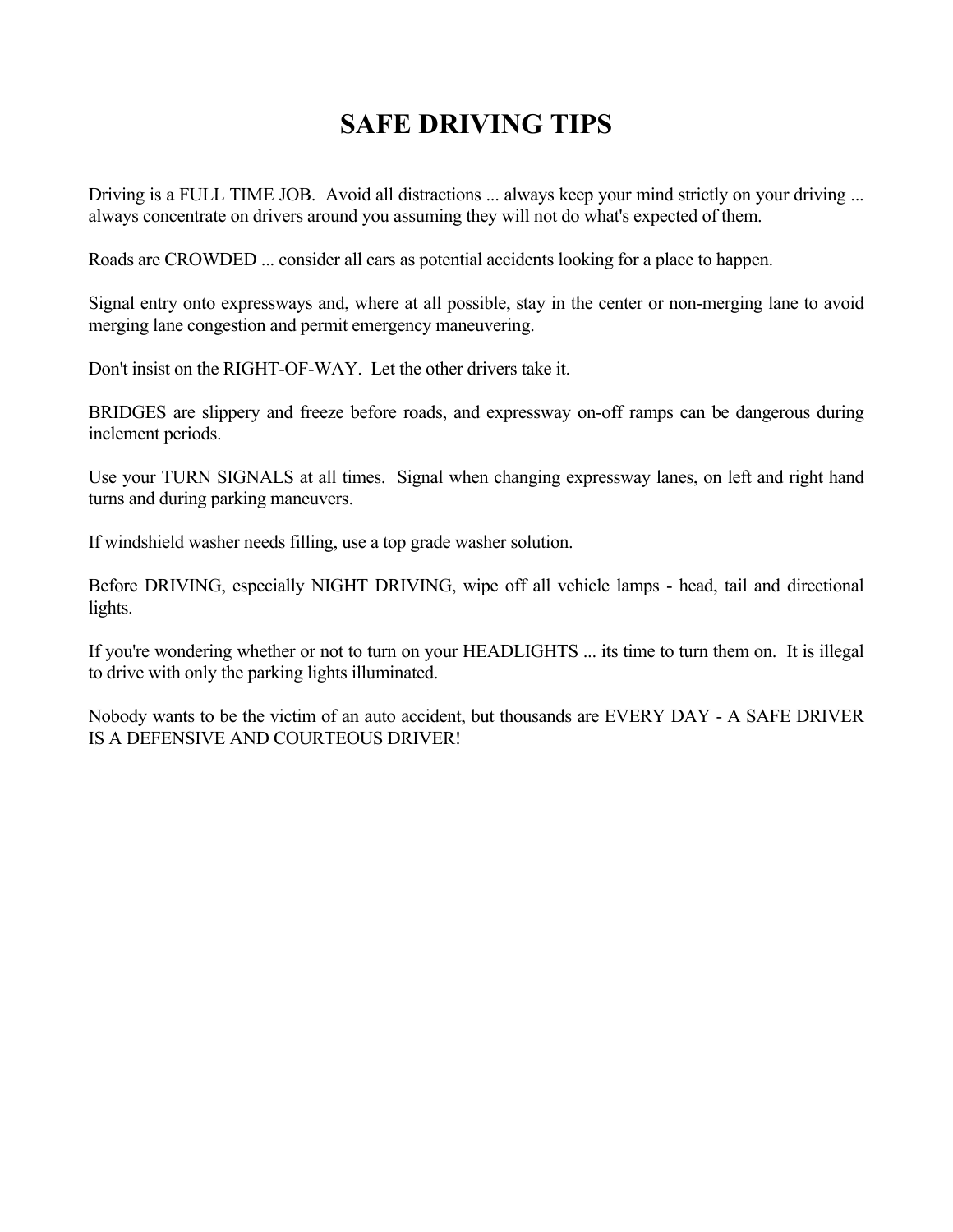# SAFE DRIVING TIPS

Driving is a FULL TIME JOB.  Avoid all distractions ... always keep your mind strictly on your driving ... always concentrate on drivers around you assuming they will not do what's expected of them.

Roads are CROWDED ... consider all cars as potential accidents looking for a place to happen.

Signal entry onto expressways and, where at all possible, stay in the center or non-merging lane to avoid merging lane congestion and permit emergency maneuvering.

Don't insist on the RIGHT-OF-WAY.  Let the other drivers take it.

BRIDGES are slippery and freeze before roads, and expressway on-off ramps can be dangerous during inclement periods.

Use your TURN SIGNALS at all times.  Signal when changing expressway lanes, on left and right hand turns and during parking maneuvers.

If windshield washer needs filling, use a top grade washer solution.

Before DRIVING, especially NIGHT DRIVING, wipe off all vehicle lamps - head, tail and directional lights.

If you're wondering whether or not to turn on your HEADLIGHTS ... its time to turn them on.  It is illegal to drive with only the parking lights illuminated.

Nobody wants to be the victim of an auto accident, but thousands are EVERY DAY - A SAFE DRIVER IS A DEFENSIVE AND COURTEOUS DRIVER!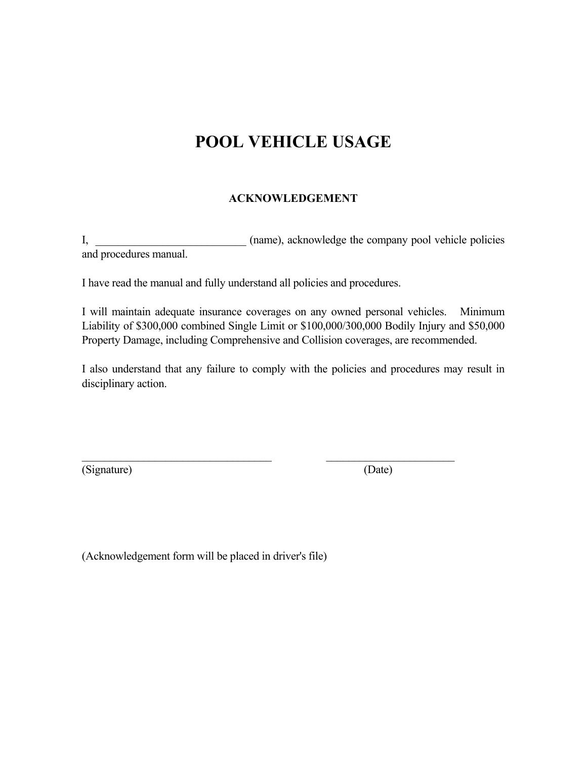# POOL VEHICLE USAGE

## ACKNOWLEDGEMENT

I, ___________________________ (name), acknowledge the company pool vehicle policies and procedures manual.

I have read the manual and fully understand all policies and procedures.

I will maintain adequate insurance coverages on any owned personal vehicles. Minimum Liability of $300,000 combined Single Limit or $100,000/300,000 Bodily Injury and $50,000 Property Damage, including Comprehensive and Collision coverages, are recommended.

I also understand that any failure to comply with the policies and procedures may result in disciplinary action.

__________________________________ (Signature)

_______________________ (Date)

(Acknowledgement form will be placed in driver's file)